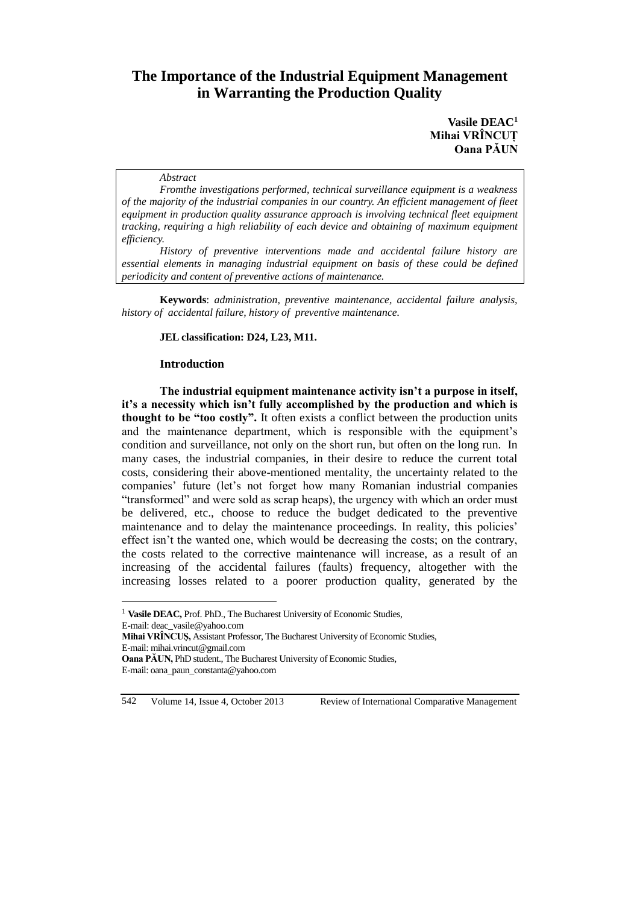# The Importance of the Industrial Equipment Management in Warranting the Production Quality

**Vasile DEAC**[1]
**Mihai VRÎNCUȚ**
**Oana PĂUN**

*Abstract*

*Fromthe investigations performed, technical surveillance equipment is a weakness of the majority of the industrial companies in our country. An efficient management of fleet equipment in production quality assurance approach is involving technical fleet equipment tracking, requiring a high reliability of each device and obtaining of maximum equipment efficiency.*

*History of preventive interventions made and accidental failure history are essential elements in managing industrial equipment on basis of these could be defined periodicity and content of preventive actions of maintenance.*

**Keywords**: *administration, preventive maintenance, accidental failure analysis, history of accidental failure, history of preventive maintenance.*

**JEL classification: D24, L23, M11.**

## Introduction

**The industrial equipment maintenance activity isn't a purpose in itself, it's a necessity which isn't fully accomplished by the production and which is thought to be "too costly".** It often exists a conflict between the production units and the maintenance department, which is responsible with the equipment's condition and surveillance, not only on the short run, but often on the long run. In many cases, the industrial companies, in their desire to reduce the current total costs, considering their above-mentioned mentality, the uncertainty related to the companies' future (let's not forget how many Romanian industrial companies "transformed" and were sold as scrap heaps), the urgency with which an order must be delivered, etc., choose to reduce the budget dedicated to the preventive maintenance and to delay the maintenance proceedings. In reality, this policies' effect isn't the wanted one, which would be decreasing the costs; on the contrary, the costs related to the corrective maintenance will increase, as a result of an increasing of the accidental failures (faults) frequency, altogether with the increasing losses related to a poorer production quality, generated by the

---

[1] **Vasile DEAC,** Prof. PhD., The Bucharest University of Economic Studies, E-mail: deac_vasile@yahoo.com
**Mihai VRÎNCUȘ,** Assistant Professor, The Bucharest University of Economic Studies, E-mail: mihai.vrincut@gmail.com
**Oana PĂUN,** PhD student., The Bucharest University of Economic Studies, E-mail: oana_paun_constanta@yahoo.com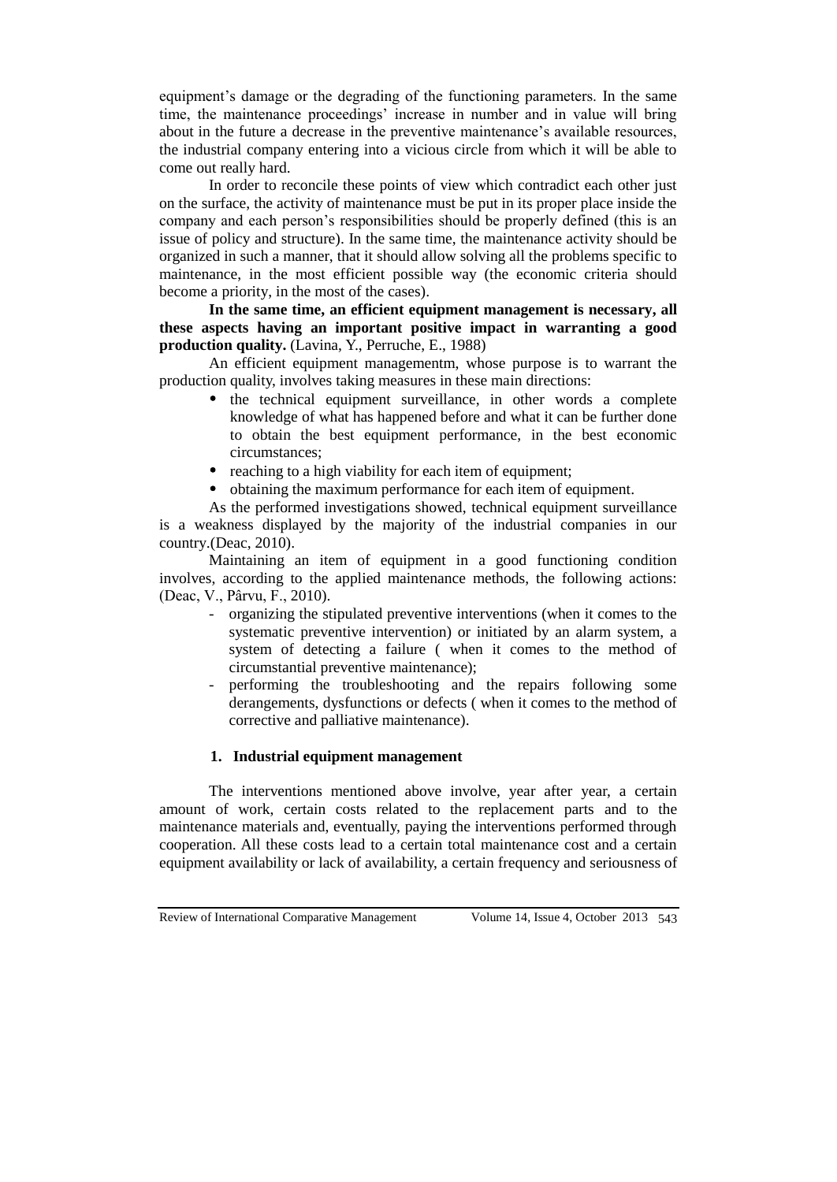equipment's damage or the degrading of the functioning parameters. In the same time, the maintenance proceedings' increase in number and in value will bring about in the future a decrease in the preventive maintenance's available resources, the industrial company entering into a vicious circle from which it will be able to come out really hard.

In order to reconcile these points of view which contradict each other just on the surface, the activity of maintenance must be put in its proper place inside the company and each person's responsibilities should be properly defined (this is an issue of policy and structure). In the same time, the maintenance activity should be organized in such a manner, that it should allow solving all the problems specific to maintenance, in the most efficient possible way (the economic criteria should become a priority, in the most of the cases).

**In the same time, an efficient equipment management is necessary, all these aspects having an important positive impact in warranting a good production quality.** (Lavina, Y., Perruche, E., 1988)

An efficient equipment managementm, whose purpose is to warrant the production quality, involves taking measures in these main directions:

- the technical equipment surveillance, in other words a complete knowledge of what has happened before and what it can be further done to obtain the best equipment performance, in the best economic circumstances;
- reaching to a high viability for each item of equipment;
- obtaining the maximum performance for each item of equipment.

As the performed investigations showed, technical equipment surveillance is a weakness displayed by the majority of the industrial companies in our country.(Deac, 2010).

Maintaining an item of equipment in a good functioning condition involves, according to the applied maintenance methods, the following actions: (Deac, V., Pârvu, F., 2010).

- organizing the stipulated preventive interventions (when it comes to the systematic preventive intervention) or initiated by an alarm system, a system of detecting a failure ( when it comes to the method of circumstantial preventive maintenance);
- performing the troubleshooting and the repairs following some derangements, dysfunctions or defects ( when it comes to the method of corrective and palliative maintenance).

## 1. Industrial equipment management

The interventions mentioned above involve, year after year, a certain amount of work, certain costs related to the replacement parts and to the maintenance materials and, eventually, paying the interventions performed through cooperation. All these costs lead to a certain total maintenance cost and a certain equipment availability or lack of availability, a certain frequency and seriousness of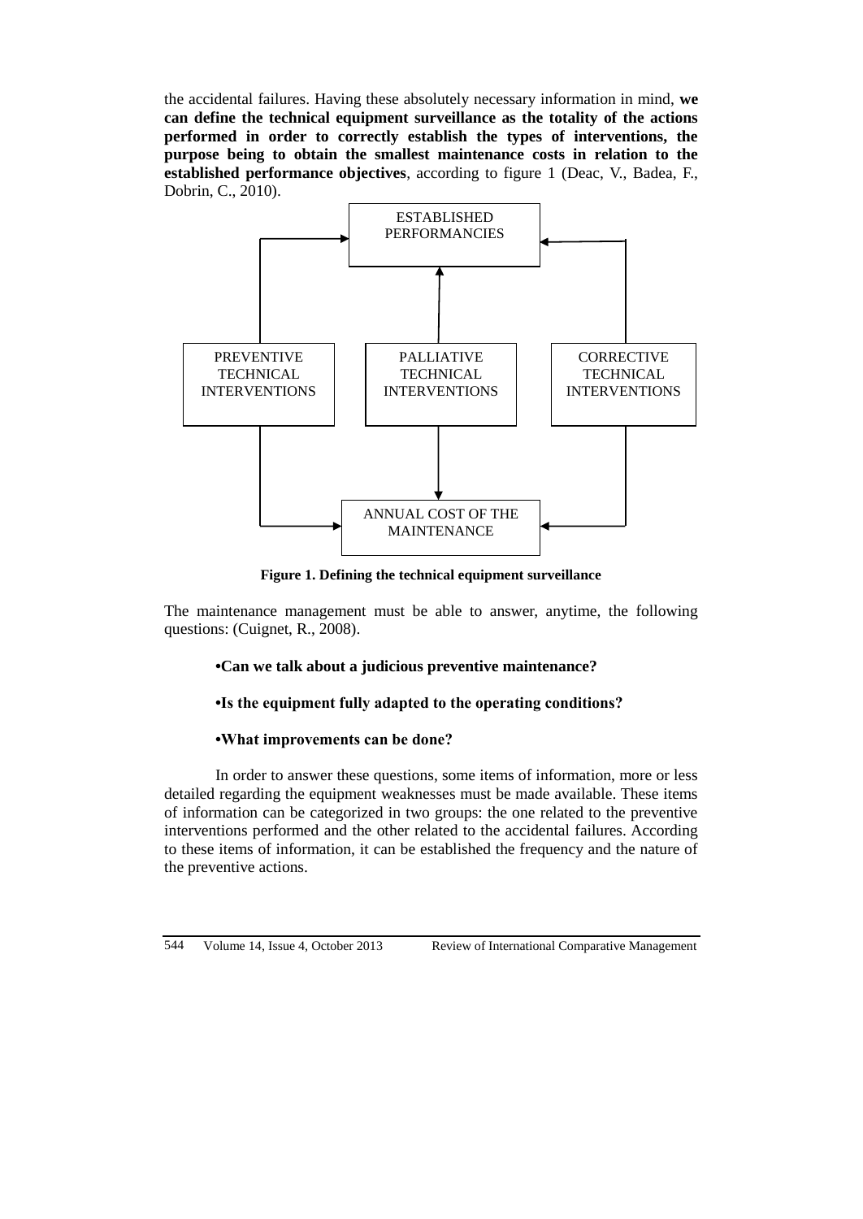the accidental failures. Having these absolutely necessary information in mind, **we can define the technical equipment surveillance as the totality of the actions performed in order to correctly establish the types of interventions, the purpose being to obtain the smallest maintenance costs in relation to the established performance objectives**, according to figure 1 (Deac, V., Badea, F., Dobrin, C., 2010).

ESTABLISHED PERFORMANCIES

PREVENTIVE TECHNICAL INTERVENTIONS

PALLIATIVE TECHNICAL INTERVENTIONS

CORRECTIVE TECHNICAL INTERVENTIONS

ANNUAL COST OF THE MAINTENANCE

**Figure 1. Defining the technical equipment surveillance**

The maintenance management must be able to answer, anytime, the following questions: (Cuignet, R., 2008).

- **Can we talk about a judicious preventive maintenance?**
- **Is the equipment fully adapted to the operating conditions?**
- **What improvements can be done?**

In order to answer these questions, some items of information, more or less detailed regarding the equipment weaknesses must be made available. These items of information can be categorized in two groups: the one related to the preventive interventions performed and the other related to the accidental failures. According to these items of information, it can be established the frequency and the nature of the preventive actions.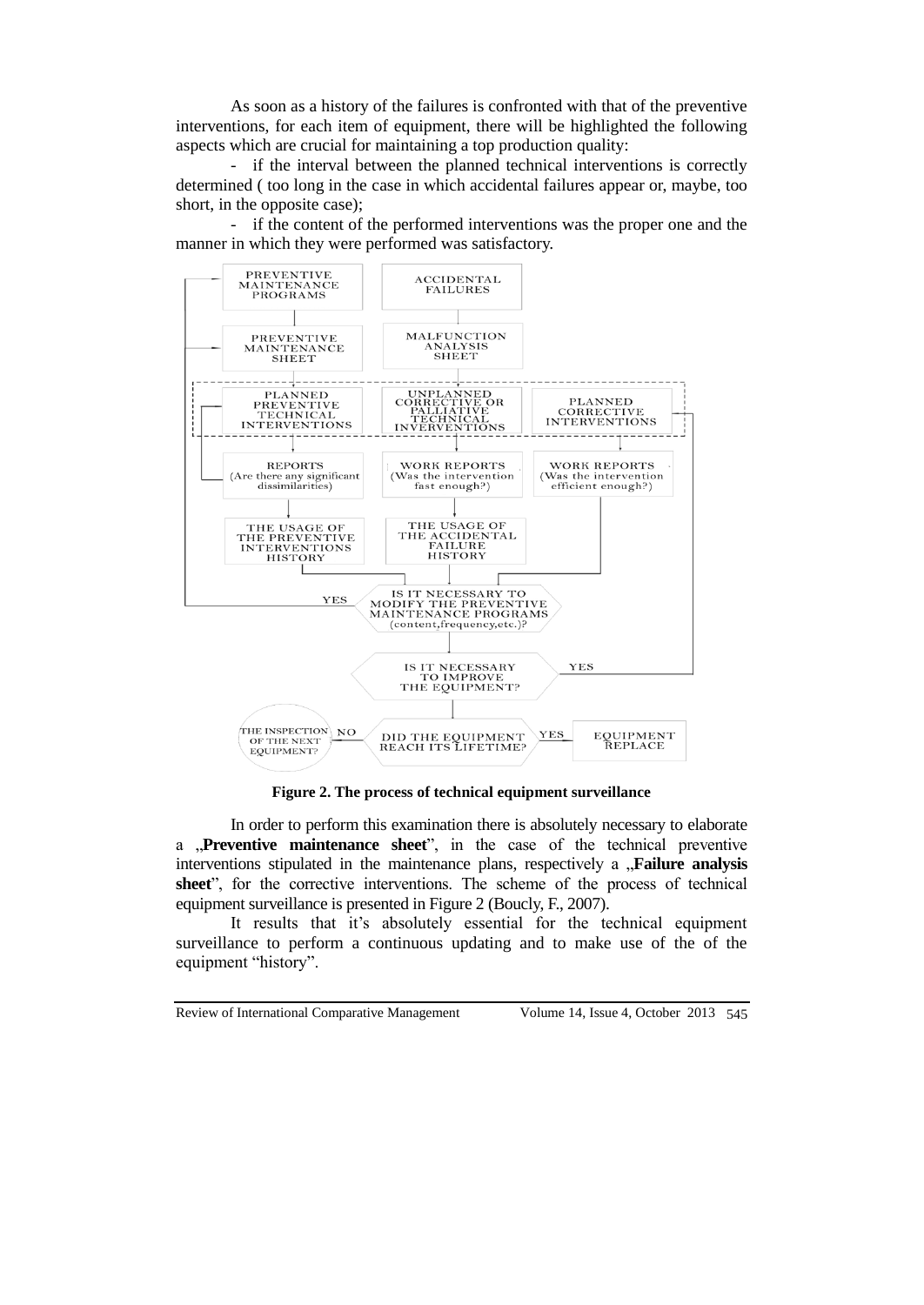As soon as a history of the failures is confronted with that of the preventive interventions, for each item of equipment, there will be highlighted the following aspects which are crucial for maintaining a top production quality:

- if the interval between the planned technical interventions is correctly determined ( too long in the case in which accidental failures appear or, maybe, too short, in the opposite case);
- if the content of the performed interventions was the proper one and the manner in which they were performed was satisfactory.

**Figure 2. The process of technical equipment surveillance**

In order to perform this examination there is absolutely necessary to elaborate a „**Preventive maintenance sheet**", in the case of the technical preventive interventions stipulated in the maintenance plans, respectively a „**Failure analysis sheet**", for the corrective interventions. The scheme of the process of technical equipment surveillance is presented in Figure 2 (Boucly, F., 2007).

It results that it's absolutely essential for the technical equipment surveillance to perform a continuous updating and to make use of the of the equipment "history".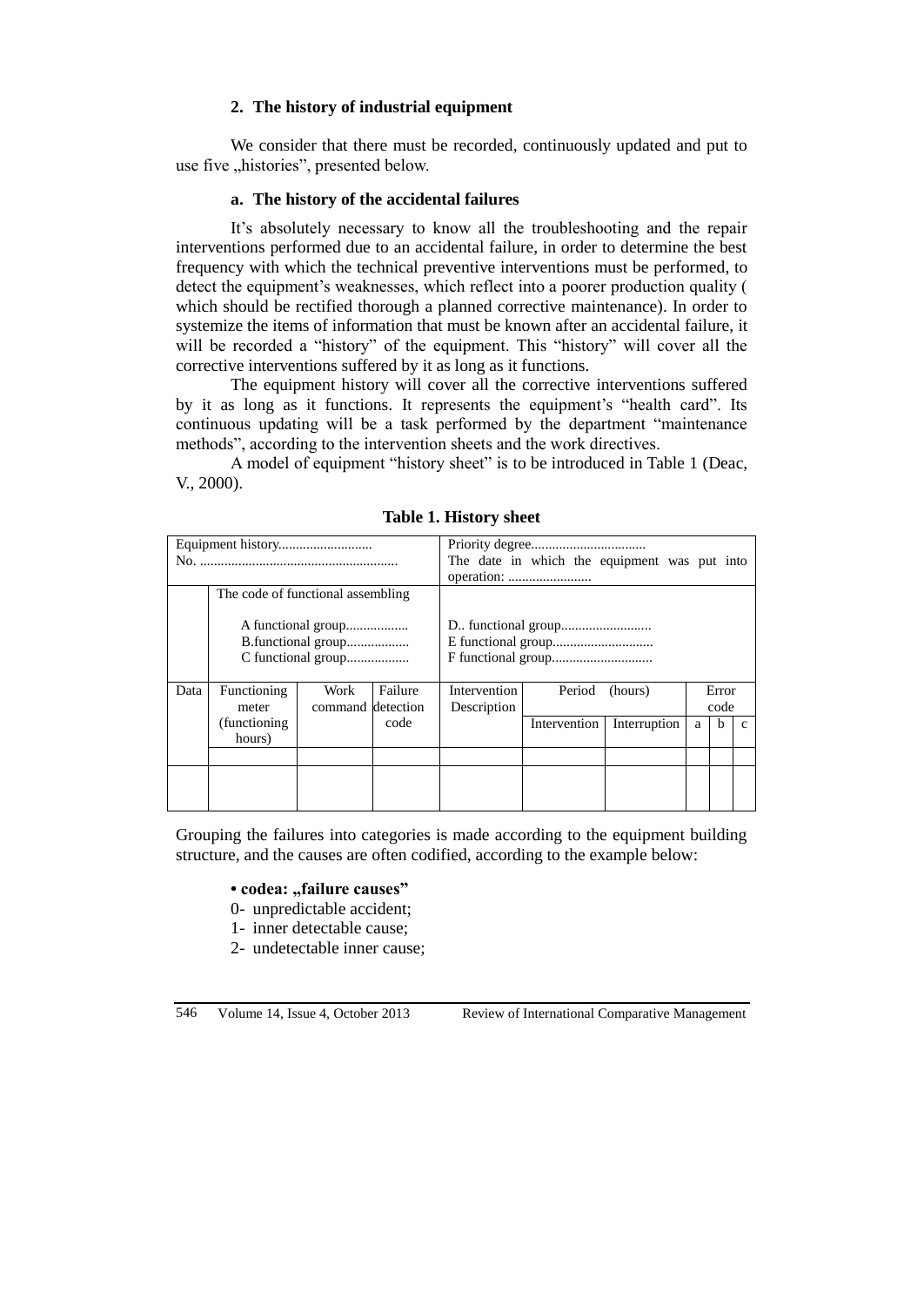## 2. The history of industrial equipment

We consider that there must be recorded, continuously updated and put to use five „histories", presented below.

### a. The history of the accidental failures

It's absolutely necessary to know all the troubleshooting and the repair interventions performed due to an accidental failure, in order to determine the best frequency with which the technical preventive interventions must be performed, to detect the equipment's weaknesses, which reflect into a poorer production quality ( which should be rectified thorough a planned corrective maintenance). In order to systemize the items of information that must be known after an accidental failure, it will be recorded a "history" of the equipment. This "history" will cover all the corrective interventions suffered by it as long as it functions.

The equipment history will cover all the corrective interventions suffered by it as long as it functions. It represents the equipment's "health card". Its continuous updating will be a task performed by the department "maintenance methods", according to the intervention sheets and the work directives.

A model of equipment "history sheet" is to be introduced in Table 1 (Deac, V., 2000).

**Table 1. History sheet**

| Equipment history.......................... No. ........................................................ | | | | Priority degree................................ The date in which the equipment was put into operation: ........................ | | | | | |
|---|---|---|---|---|---|---|---|---|---|
| | The code of functional assembling<br>A functional group.................<br>B.functional group.................<br>C functional group................. | | | D.. functional group.........................<br>E functional group............................<br>F functional group............................ | | | | | |
| Data | Functioning meter (functioning hours) | Work command | Failure detection code | Intervention Description | Period (hours) | | Error code | | |
| | | | | | Intervention | Interruption | a | b | c |
| | | | | | | | | | |
| | | | | | | | | | |

Grouping the failures into categories is made according to the equipment building structure, and the causes are often codified, according to the example below:

- **codea: „failure causes"**
  - 0- unpredictable accident;
  - 1- inner detectable cause;
  - 2- undetectable inner cause;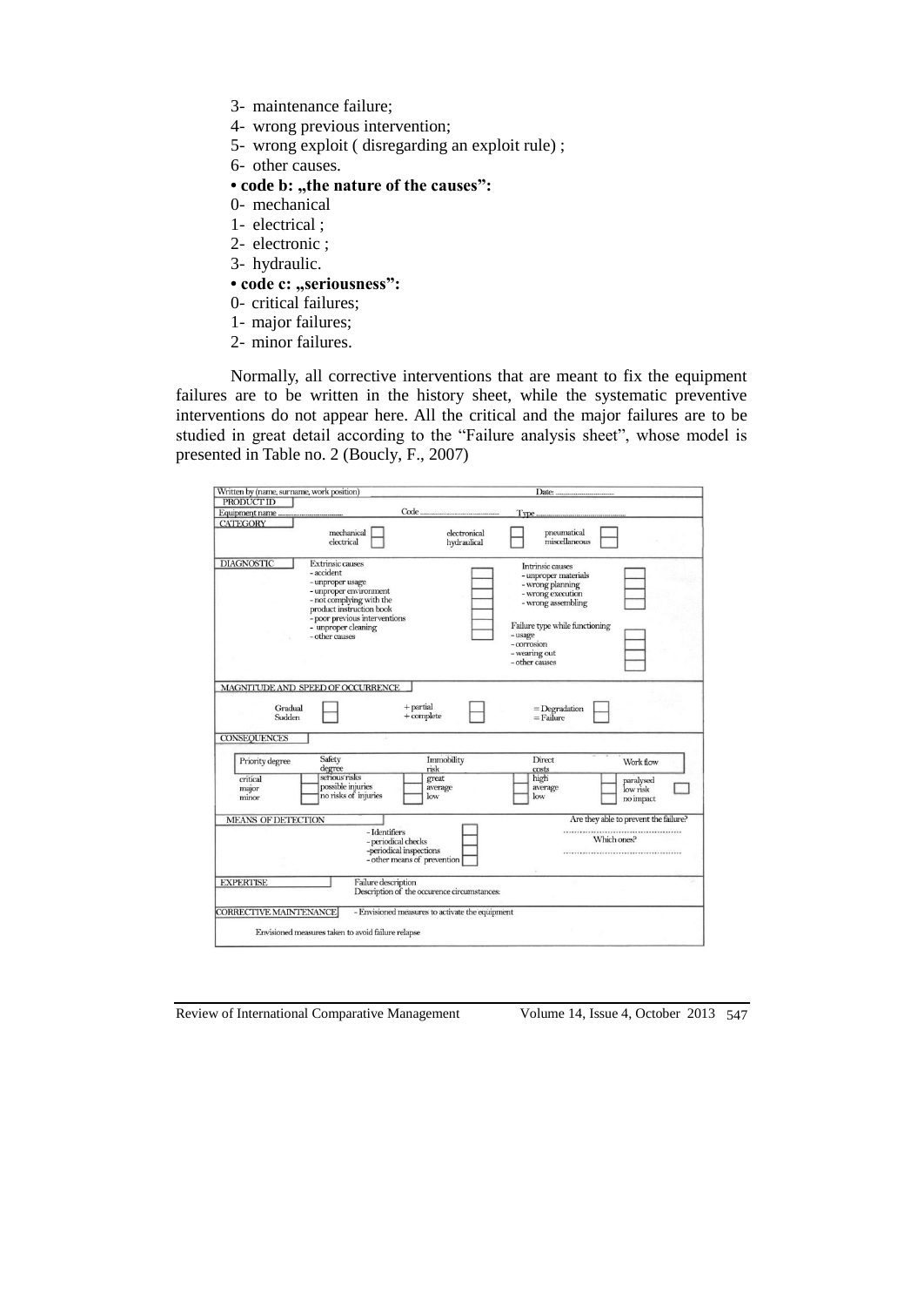3- maintenance failure;
4- wrong previous intervention;
5- wrong exploit ( disregarding an exploit rule) ;
6- other causes.

**• code b: „the nature of the causes”:**

0- mechanical
1- electrical ;
2- electronic ;
3- hydraulic.

**• code c: „seriousness”:**

0- critical failures;
1- major failures;
2- minor failures.

Normally, all corrective interventions that are meant to fix the equipment failures are to be written in the history sheet, while the systematic preventive interventions do not appear here. All the critical and the major failures are to be studied in great detail according to the "Failure analysis sheet", whose model is presented in Table no. 2 (Boucly, F., 2007)

Written by (name, surname, work position) Date: ..................

PRODUCT ID

Equipment name .................... Code .................... Type ....................

CATEGORY

mechanical ☐ electrical ☐ electronical ☐ hydraulical ☐ pneumatical ☐ miscellaneous ☐

DIAGNOSTIC

| Extrinsic causes | | Intrinsic causes | |
|---|---|---|---|
| - accident | ☐ | - unproper materials | ☐ |
| - unproper usage | ☐ | - wrong planning | ☐ |
| - unproper environment | ☐ | - wrong execution | ☐ |
| - not complying with the product instruction book | ☐ | - wrong assembling | ☐ |
| - poor previous interventions | ☐ | Failure type while functioning | |
| - unproper cleaning | ☐ | - usage | ☐ |
| - other causes | ☐ | - corrosion | ☐ |
| | | - wearing out | ☐ |
| | | - other causes | ☐ |

MAGNITUDE AND SPEED OF OCCURRENCE

Gradual / Sudden ☐ + partial / + complete ☐ = Degradation / = Failure ☐

CONSEQUENCES

| Priority degree | Safety degree | | Immobility risk | | Direct costs | | Work flow | |
|---|---|---|---|---|---|---|---|---|
| critical | serious risks | ☐ | great | ☐ | high | ☐ | paralysed | ☐ |
| major | possible injuries | ☐ | average | ☐ | average | ☐ | low risk | ☐ |
| minor | no risks of injuries | ☐ | low | ☐ | low | ☐ | no impact | ☐ |

MEANS OF DETECTION

- Identifiers ☐
- periodical checks ☐
- periodical inspections ☐
- other means of prevention ☐

Are they able to prevent the failure? .................... Which ones? ....................

EXPERTISE

Failure description

Description of the occurence circumstances:

CORRECTIVE MAINTENANCE

- Envisioned measures to activate the equipment

Envisioned measures taken to avoid failure relapse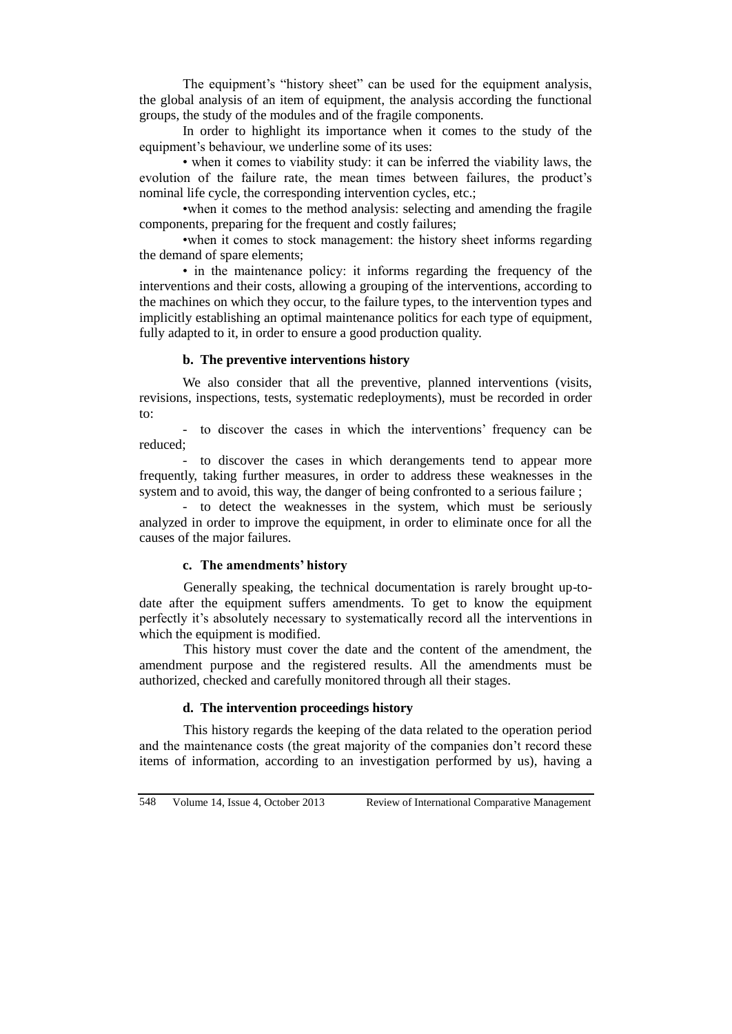The equipment's "history sheet" can be used for the equipment analysis, the global analysis of an item of equipment, the analysis according the functional groups, the study of the modules and of the fragile components.

In order to highlight its importance when it comes to the study of the equipment's behaviour, we underline some of its uses:

• when it comes to viability study: it can be inferred the viability laws, the evolution of the failure rate, the mean times between failures, the product's nominal life cycle, the corresponding intervention cycles, etc.;

•when it comes to the method analysis: selecting and amending the fragile components, preparing for the frequent and costly failures;

•when it comes to stock management: the history sheet informs regarding the demand of spare elements;

• in the maintenance policy: it informs regarding the frequency of the interventions and their costs, allowing a grouping of the interventions, according to the machines on which they occur, to the failure types, to the intervention types and implicitly establishing an optimal maintenance politics for each type of equipment, fully adapted to it, in order to ensure a good production quality.

#### b. The preventive interventions history

We also consider that all the preventive, planned interventions (visits, revisions, inspections, tests, systematic redeployments), must be recorded in order to:

- to discover the cases in which the interventions' frequency can be reduced;
- to discover the cases in which derangements tend to appear more frequently, taking further measures, in order to address these weaknesses in the system and to avoid, this way, the danger of being confronted to a serious failure ;
- to detect the weaknesses in the system, which must be seriously analyzed in order to improve the equipment, in order to eliminate once for all the causes of the major failures.

#### c. The amendments' history

Generally speaking, the technical documentation is rarely brought up-to-date after the equipment suffers amendments. To get to know the equipment perfectly it's absolutely necessary to systematically record all the interventions in which the equipment is modified.

This history must cover the date and the content of the amendment, the amendment purpose and the registered results. All the amendments must be authorized, checked and carefully monitored through all their stages.

#### d. The intervention proceedings history

This history regards the keeping of the data related to the operation period and the maintenance costs (the great majority of the companies don't record these items of information, according to an investigation performed by us), having a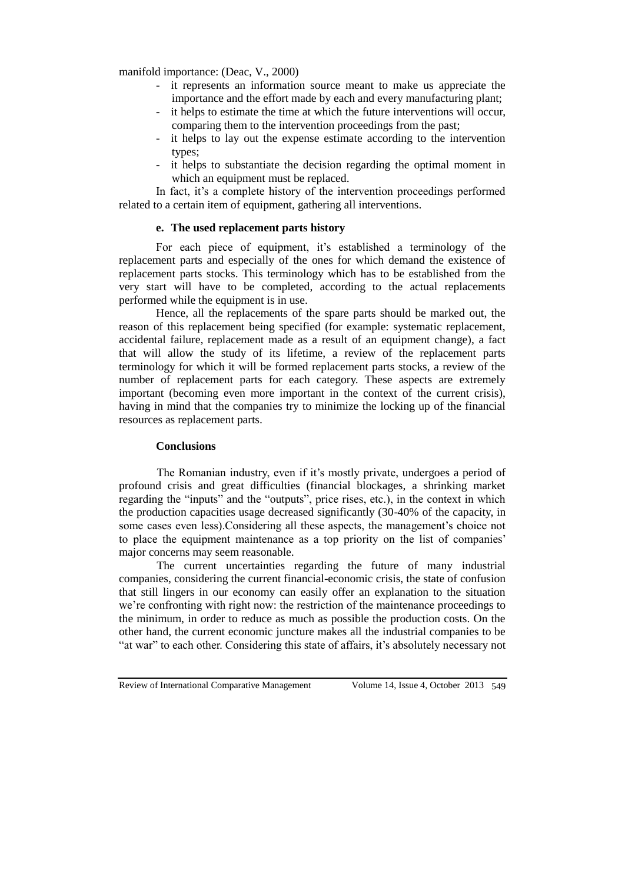manifold importance: (Deac, V., 2000)

- it represents an information source meant to make us appreciate the importance and the effort made by each and every manufacturing plant;
- it helps to estimate the time at which the future interventions will occur, comparing them to the intervention proceedings from the past;
- it helps to lay out the expense estimate according to the intervention types;
- it helps to substantiate the decision regarding the optimal moment in which an equipment must be replaced.

In fact, it's a complete history of the intervention proceedings performed related to a certain item of equipment, gathering all interventions.

#### e. The used replacement parts history

For each piece of equipment, it's established a terminology of the replacement parts and especially of the ones for which demand the existence of replacement parts stocks. This terminology which has to be established from the very start will have to be completed, according to the actual replacements performed while the equipment is in use.

Hence, all the replacements of the spare parts should be marked out, the reason of this replacement being specified (for example: systematic replacement, accidental failure, replacement made as a result of an equipment change), a fact that will allow the study of its lifetime, a review of the replacement parts terminology for which it will be formed replacement parts stocks, a review of the number of replacement parts for each category. These aspects are extremely important (becoming even more important in the context of the current crisis), having in mind that the companies try to minimize the locking up of the financial resources as replacement parts.

## Conclusions

The Romanian industry, even if it's mostly private, undergoes a period of profound crisis and great difficulties (financial blockages, a shrinking market regarding the "inputs" and the "outputs", price rises, etc.), in the context in which the production capacities usage decreased significantly (30-40% of the capacity, in some cases even less).Considering all these aspects, the management's choice not to place the equipment maintenance as a top priority on the list of companies' major concerns may seem reasonable.

The current uncertainties regarding the future of many industrial companies, considering the current financial-economic crisis, the state of confusion that still lingers in our economy can easily offer an explanation to the situation we're confronting with right now: the restriction of the maintenance proceedings to the minimum, in order to reduce as much as possible the production costs. On the other hand, the current economic juncture makes all the industrial companies to be "at war" to each other. Considering this state of affairs, it's absolutely necessary not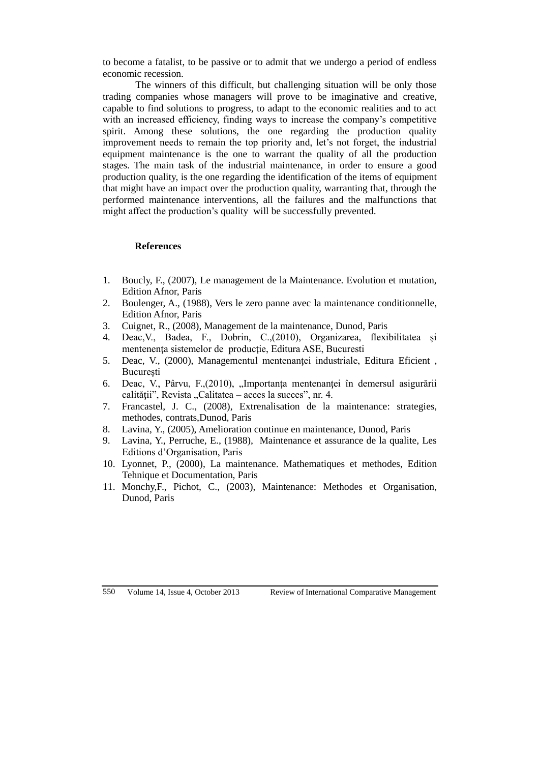to become a fatalist, to be passive or to admit that we undergo a period of endless economic recession.

The winners of this difficult, but challenging situation will be only those trading companies whose managers will prove to be imaginative and creative, capable to find solutions to progress, to adapt to the economic realities and to act with an increased efficiency, finding ways to increase the company's competitive spirit. Among these solutions, the one regarding the production quality improvement needs to remain the top priority and, let's not forget, the industrial equipment maintenance is the one to warrant the quality of all the production stages. The main task of the industrial maintenance, in order to ensure a good production quality, is the one regarding the identification of the items of equipment that might have an impact over the production quality, warranting that, through the performed maintenance interventions, all the failures and the malfunctions that might affect the production's quality will be successfully prevented.

## References

1. Boucly, F., (2007), Le management de la Maintenance. Evolution et mutation, Edition Afnor, Paris
2. Boulenger, A., (1988), Vers le zero panne avec la maintenance conditionnelle, Edition Afnor, Paris
3. Cuignet, R., (2008), Management de la maintenance, Dunod, Paris
4. Deac,V., Badea, F., Dobrin, C.,(2010), Organizarea, flexibilitatea şi mentenența sistemelor de producție, Editura ASE, Bucuresti
5. Deac, V., (2000), Managementul mentenanţei industriale, Editura Eficient , Bucureşti
6. Deac, V., Pârvu, F.,(2010), „Importanţa mentenanţei în demersul asigurării calităţii", Revista „Calitatea – acces la succes", nr. 4.
7. Francastel, J. C., (2008), Extrenalisation de la maintenance: strategies, methodes, contrats,Dunod, Paris
8. Lavina, Y., (2005), Amelioration continue en maintenance, Dunod, Paris
9. Lavina, Y., Perruche, E., (1988), Maintenance et assurance de la qualite, Les Editions d'Organisation, Paris
10. Lyonnet, P., (2000), La maintenance. Mathematiques et methodes, Edition Tehnique et Documentation, Paris
11. Monchy,F., Pichot, C., (2003), Maintenance: Methodes et Organisation, Dunod, Paris